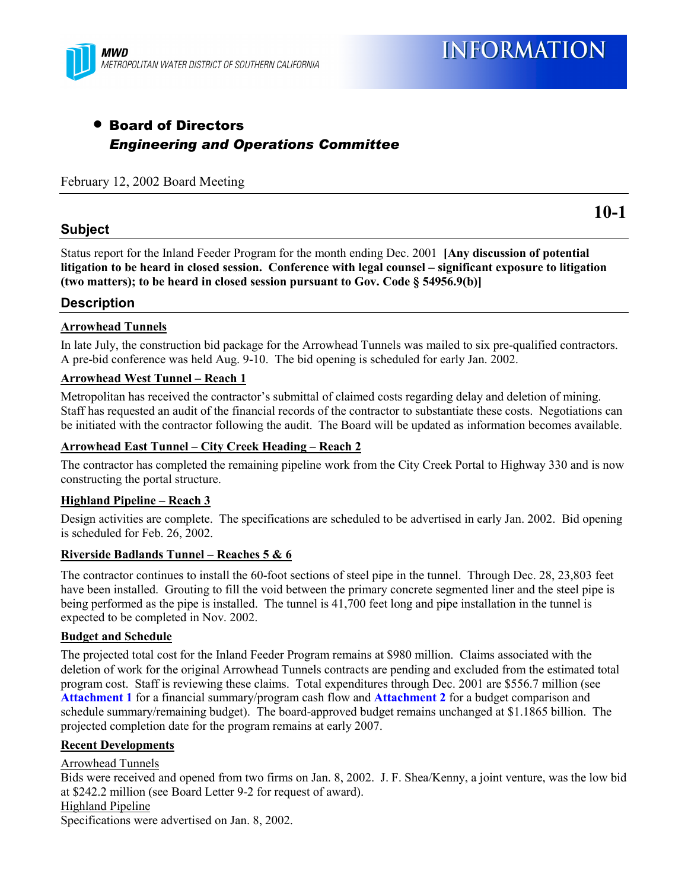MWD
METROPOLITAN WATER DISTRICT OF SOUTHERN CALIFORNIA

# INFORMATION

- **Board of Directors**
  ***Engineering and Operations Committee***

February 12, 2002 Board Meeting

**10-1**

## Subject

Status report for the Inland Feeder Program for the month ending Dec. 2001 **[Any discussion of potential litigation to be heard in closed session. Conference with legal counsel – significant exposure to litigation (two matters); to be heard in closed session pursuant to Gov. Code § 54956.9(b)]**

## Description

**Arrowhead Tunnels**

In late July, the construction bid package for the Arrowhead Tunnels was mailed to six pre-qualified contractors. A pre-bid conference was held Aug. 9-10. The bid opening is scheduled for early Jan. 2002.

**Arrowhead West Tunnel – Reach 1**

Metropolitan has received the contractor's submittal of claimed costs regarding delay and deletion of mining. Staff has requested an audit of the financial records of the contractor to substantiate these costs. Negotiations can be initiated with the contractor following the audit. The Board will be updated as information becomes available.

**Arrowhead East Tunnel – City Creek Heading – Reach 2**

The contractor has completed the remaining pipeline work from the City Creek Portal to Highway 330 and is now constructing the portal structure.

**Highland Pipeline – Reach 3**

Design activities are complete. The specifications are scheduled to be advertised in early Jan. 2002. Bid opening is scheduled for Feb. 26, 2002.

**Riverside Badlands Tunnel – Reaches 5 & 6**

The contractor continues to install the 60-foot sections of steel pipe in the tunnel. Through Dec. 28, 23,803 feet have been installed. Grouting to fill the void between the primary concrete segmented liner and the steel pipe is being performed as the pipe is installed. The tunnel is 41,700 feet long and pipe installation in the tunnel is expected to be completed in Nov. 2002.

**Budget and Schedule**

The projected total cost for the Inland Feeder Program remains at $980 million. Claims associated with the deletion of work for the original Arrowhead Tunnels contracts are pending and excluded from the estimated total program cost. Staff is reviewing these claims. Total expenditures through Dec. 2001 are $556.7 million (see **Attachment 1** for a financial summary/program cash flow and **Attachment 2** for a budget comparison and schedule summary/remaining budget). The board-approved budget remains unchanged at $1.1865 billion. The projected completion date for the program remains at early 2007.

**Recent Developments**

Arrowhead Tunnels
Bids were received and opened from two firms on Jan. 8, 2002. J. F. Shea/Kenny, a joint venture, was the low bid at $242.2 million (see Board Letter 9-2 for request of award).

Highland Pipeline
Specifications were advertised on Jan. 8, 2002.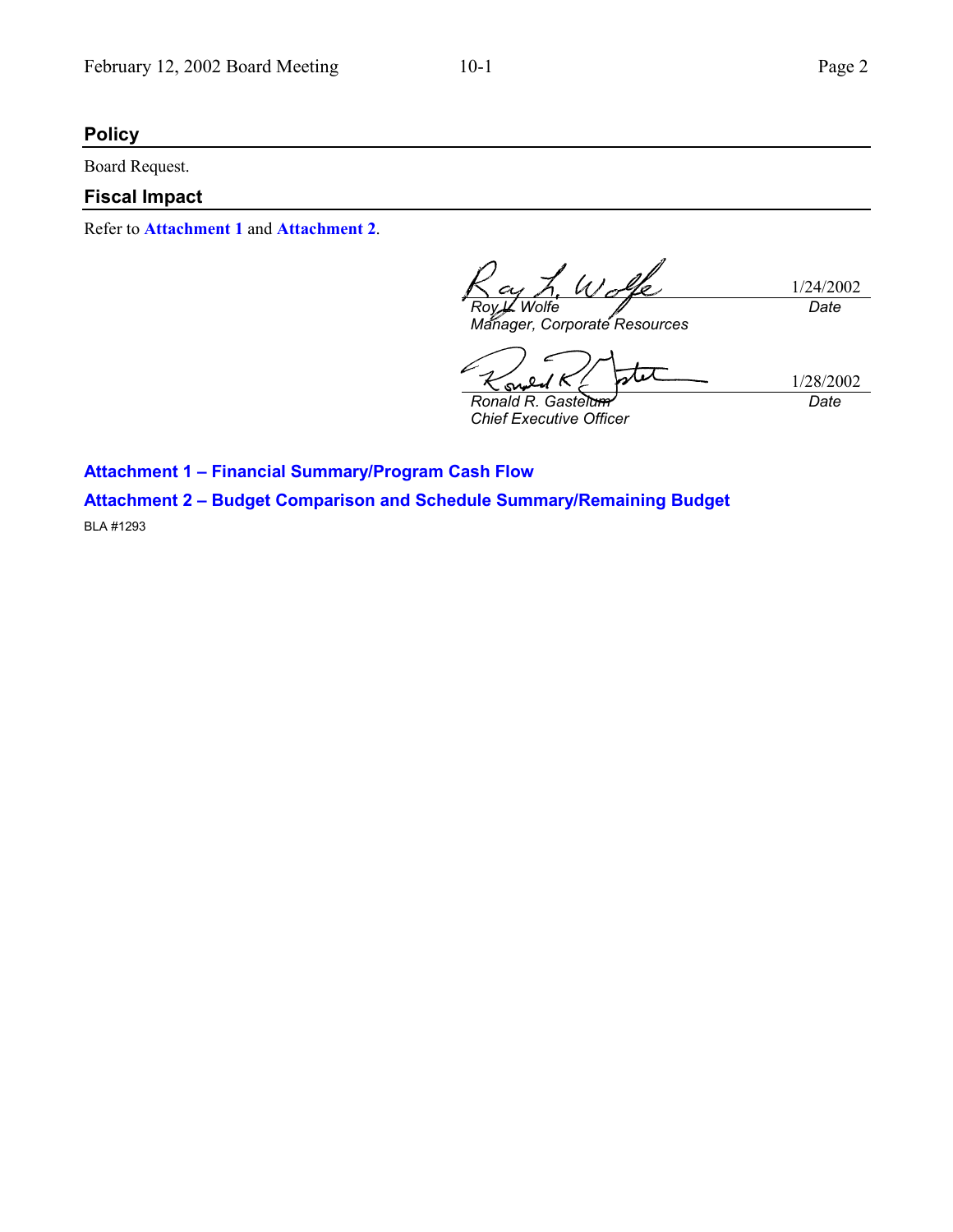## Policy

Board Request.

## Fiscal Impact

Refer to **Attachment 1** and **Attachment 2**.

1/24/2002

*Roy L. Wolfe*
*Manager, Corporate Resources*
*Date*

1/28/2002

*Ronald R. Gastelum*
*Chief Executive Officer*
*Date*

**Attachment 1 – Financial Summary/Program Cash Flow**

**Attachment 2 – Budget Comparison and Schedule Summary/Remaining Budget**

BLA #1293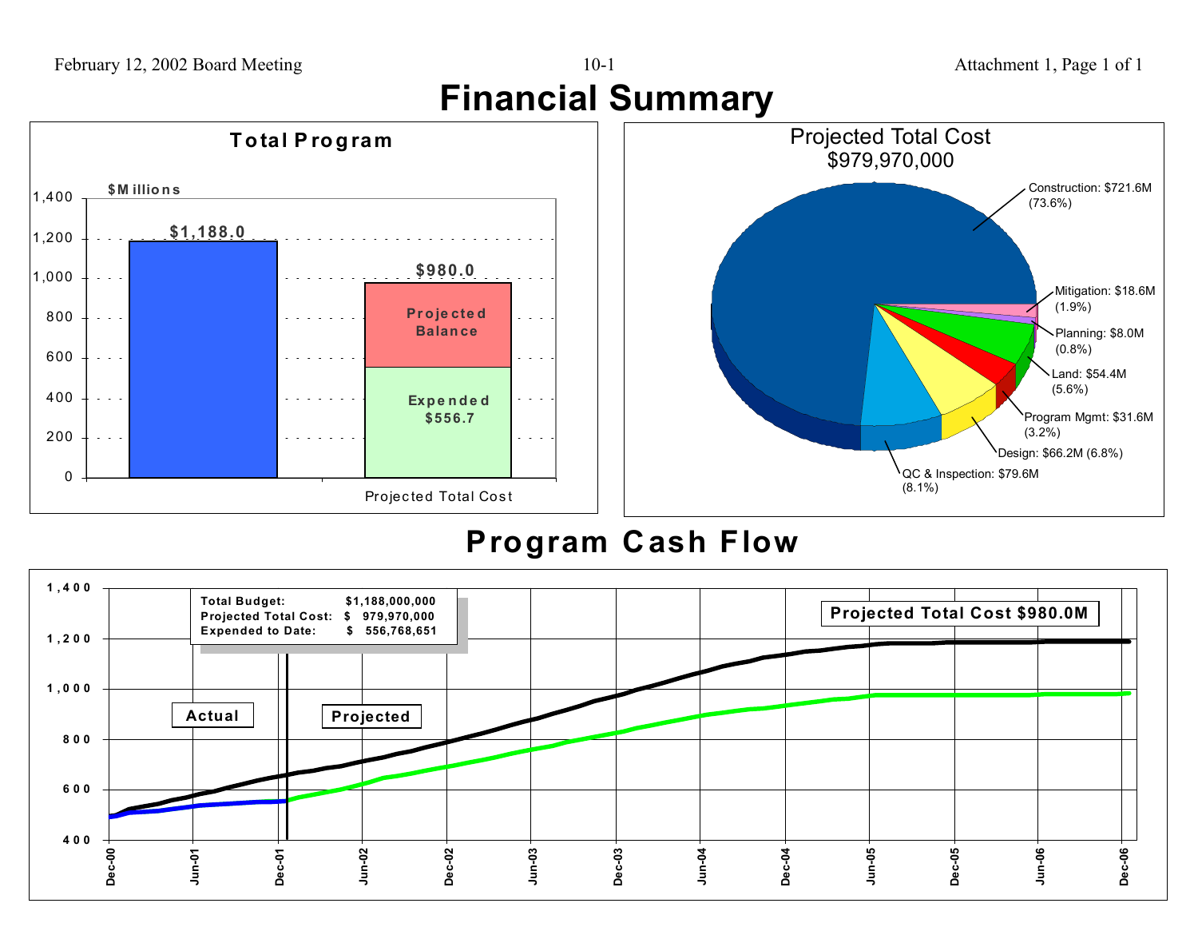# Financial Summary

## Total Program

$Millions

| | Amount |
|---|---|
| Total Budget | $1,188.0 |
| Projected Total Cost | $980.0 |
| Projected Balance | |
| Expended | $556.7 |

## Projected Total Cost $979,970,000

- Construction: $721.6M (73.6%)
- Mitigation: $18.6M (1.9%)
- Planning: $8.0M (0.8%)
- Land: $54.4M (5.6%)
- Program Mgmt: $31.6M (3.2%)
- Design: $66.2M (6.8%)
- QC & Inspection: $79.6M (8.1%)

# Program Cash Flow

| | |
|---|---|
| Total Budget: | $1,188,000,000 |
| Projected Total Cost: | $ 979,970,000 |
| Expended to Date: | $ 556,768,651 |

Projected Total Cost $980.0M

Actual | Projected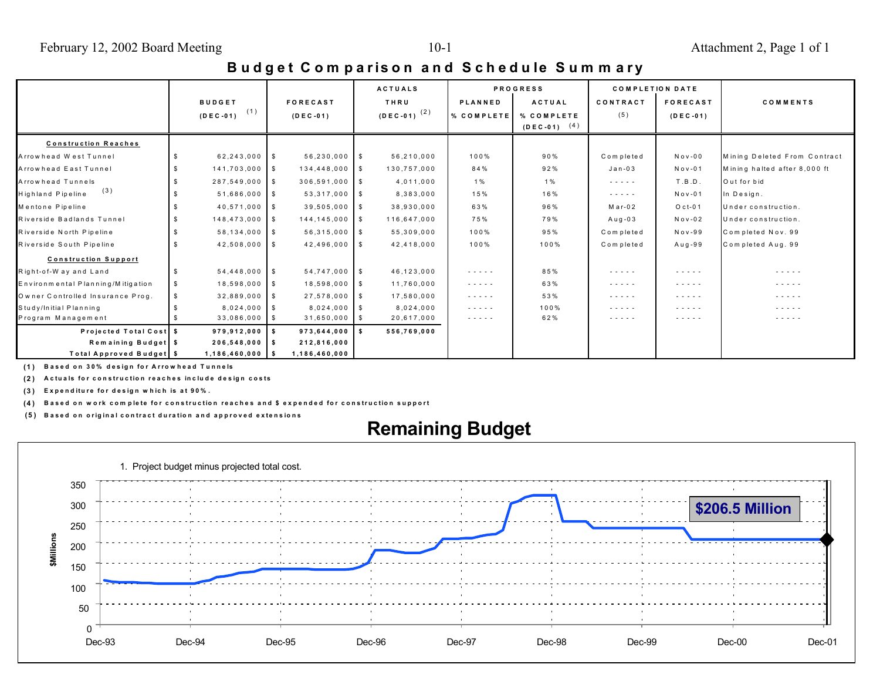## Budget Comparison and Schedule Summary

| | BUDGET (DEC-01) (1) | FORECAST (DEC-01) | ACTUALS THRU (DEC-01) (2) | PROGRESS PLANNED % COMPLETE | PROGRESS ACTUAL % COMPLETE (DEC-01) (4) | COMPLETION DATE CONTRACT (5) | COMPLETION DATE FORECAST (DEC-01) | COMMENTS |
|---|---|---|---|---|---|---|---|---|
| **Construction Reaches** | | | | | | | | |
| Arrowhead West Tunnel | $ 62,243,000 | $ 56,230,000 | $ 56,210,000 | 100% | 90% | Completed | Nov-00 | Mining Deleted From Contract |
| Arrowhead East Tunnel | $ 141,703,000 | $ 134,448,000 | $ 130,757,000 | 84% | 92% | Jan-03 | Nov-01 | Mining halted after 8,000 ft |
| Arrowhead Tunnels | $ 287,549,000 | $ 306,591,000 | $ 4,011,000 | 1% | 1% | ----- | T.B.D. | Out for bid |
| Highland Pipeline (3) | $ 51,686,000 | $ 53,317,000 | $ 8,383,000 | 15% | 16% | ----- | Nov-01 | In Design. |
| Mentone Pipeline | $ 40,571,000 | $ 39,505,000 | $ 38,930,000 | 63% | 96% | Mar-02 | Oct-01 | Under construction. |
| Riverside Badlands Tunnel | $ 148,473,000 | $ 144,145,000 | $ 116,647,000 | 75% | 79% | Aug-03 | Nov-02 | Under construction. |
| Riverside North Pipeline | $ 58,134,000 | $ 56,315,000 | $ 55,309,000 | 100% | 95% | Completed | Nov-99 | Completed Nov. 99 |
| Riverside South Pipeline | $ 42,508,000 | $ 42,496,000 | $ 42,418,000 | 100% | 100% | Completed | Aug-99 | Completed Aug. 99 |
| **Construction Support** | | | | | | | | |
| Right-of-Way and Land | $ 54,448,000 | $ 54,747,000 | $ 46,123,000 | ----- | 85% | ----- | ----- | ----- |
| Environmental Planning/Mitigation | $ 18,598,000 | $ 18,598,000 | $ 11,760,000 | ----- | 63% | ----- | ----- | ----- |
| Owner Controlled Insurance Prog. | $ 32,889,000 | $ 27,578,000 | $ 17,580,000 | ----- | 53% | ----- | ----- | ----- |
| Study/Initial Planning | $ 8,024,000 | $ 8,024,000 | $ 8,024,000 | ----- | 100% | ----- | ----- | ----- |
| Program Management | $ 33,086,000 | $ 31,650,000 | $ 20,617,000 | ----- | 62% | ----- | ----- | ----- |
| **Projected Total Cost** | **$ 979,912,000** | **$ 973,644,000** | **$ 556,769,000** | | | | | |
| **Remaining Budget** | **$ 206,548,000** | **$ 212,816,000** | | | | | | |
| **Total Approved Budget** | **$ 1,186,460,000** | **$ 1,186,460,000** | | | | | | |

**(1)** Based on 30% design for Arrowhead Tunnels

**(2)** Actuals for construction reaches include design costs

**(3)** Expenditure for design which is at 90%.

**(4)** Based on work complete for construction reaches and $ expended for construction support

**(5)** Based on original contract duration and approved extensions

## Remaining Budget

1. Project budget minus projected total cost.

$Millions

350
300
250
200
150
100
50
0

Dec-93 Dec-94 Dec-95 Dec-96 Dec-97 Dec-98 Dec-99 Dec-00 Dec-01

$206.5 Million